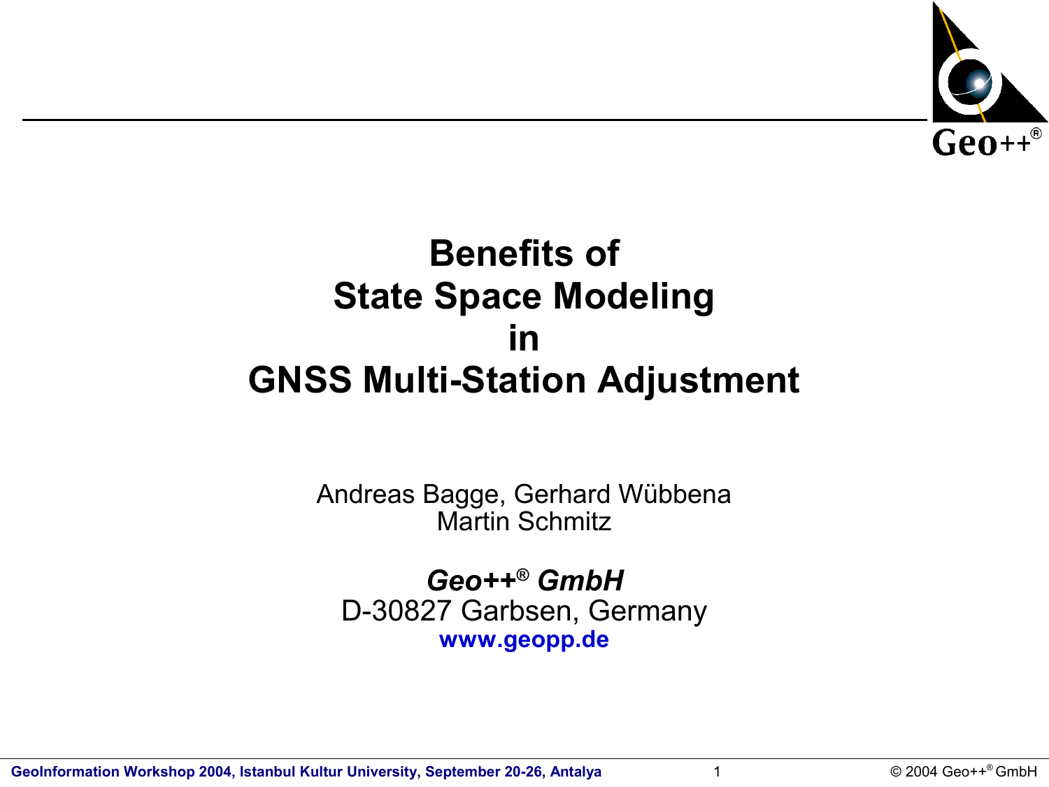# Benefits of State Space Modeling in GNSS Multi-Station Adjustment

Andreas Bagge, Gerhard Wübbena
Martin Schmitz

***Geo++® GmbH***
D-30827 Garbsen, Germany
**www.geopp.de**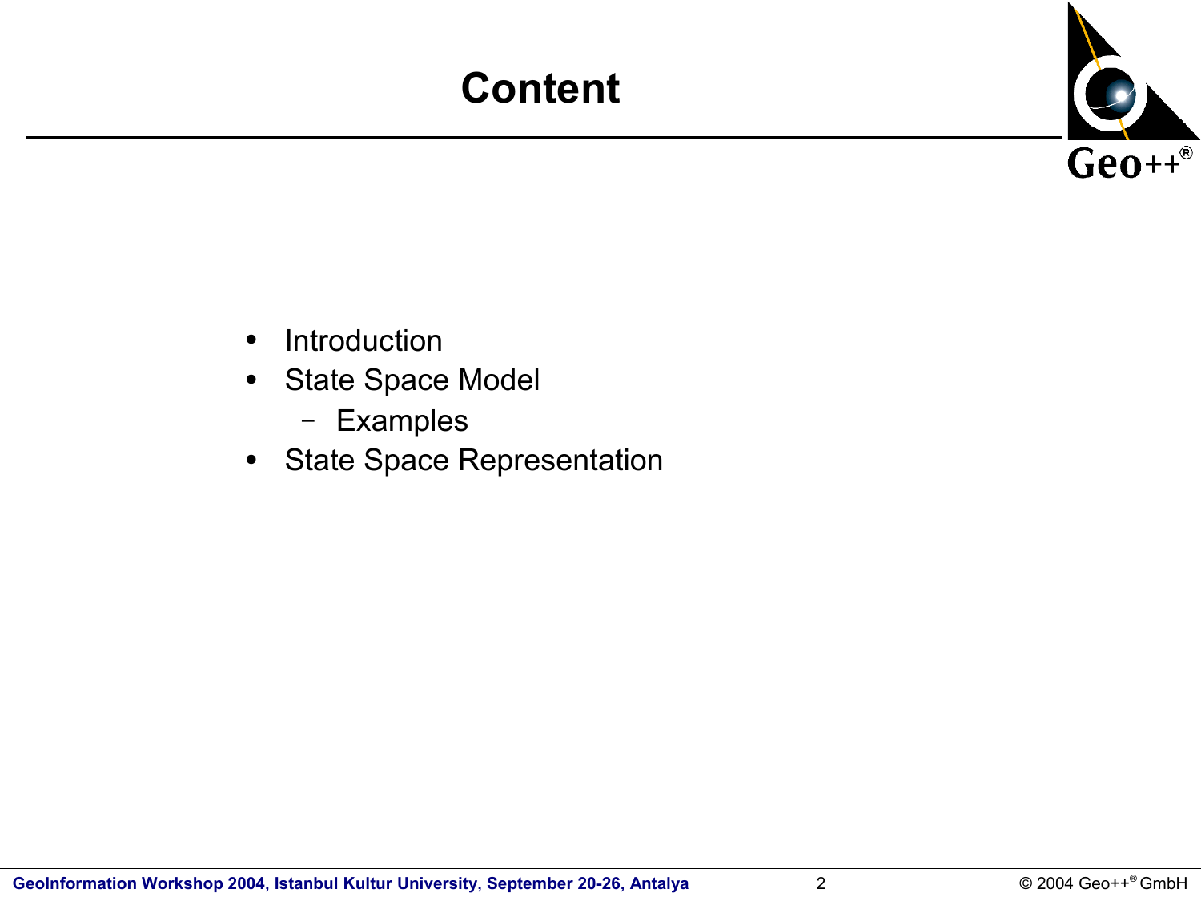# Content

- Introduction
- State Space Model
  - Examples
- State Space Representation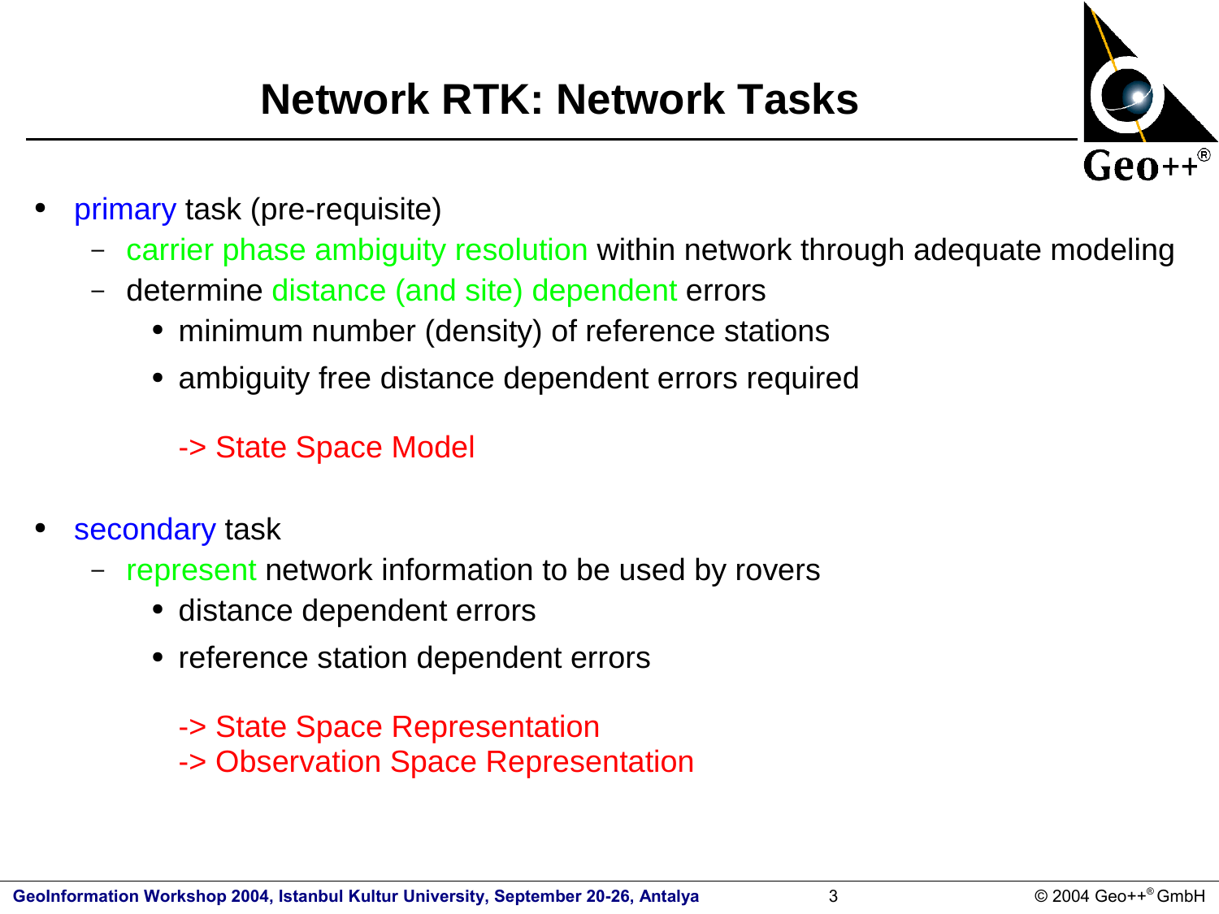# Network RTK: Network Tasks

- primary task (pre-requisite)
  - carrier phase ambiguity resolution within network through adequate modeling
  - determine distance (and site) dependent errors
    - minimum number (density) of reference stations
    - ambiguity free distance dependent errors required

    -> State Space Model

- secondary task
  - represent network information to be used by rovers
    - distance dependent errors
    - reference station dependent errors

    -> State Space Representation
    -> Observation Space Representation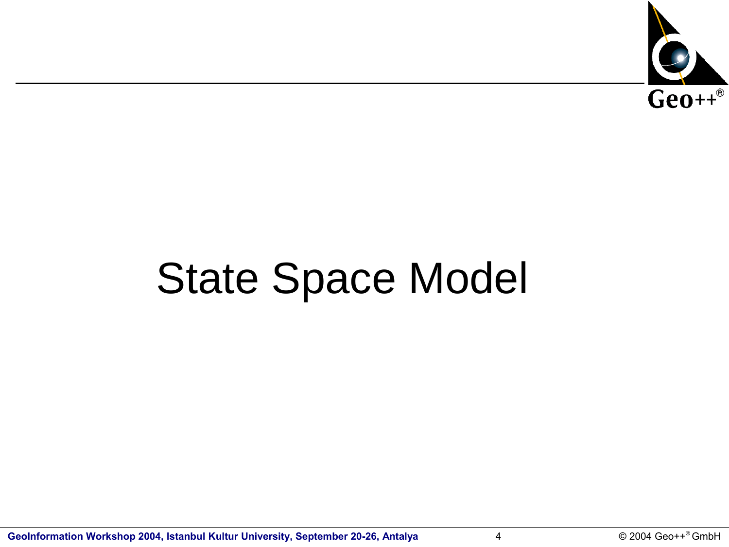# State Space Model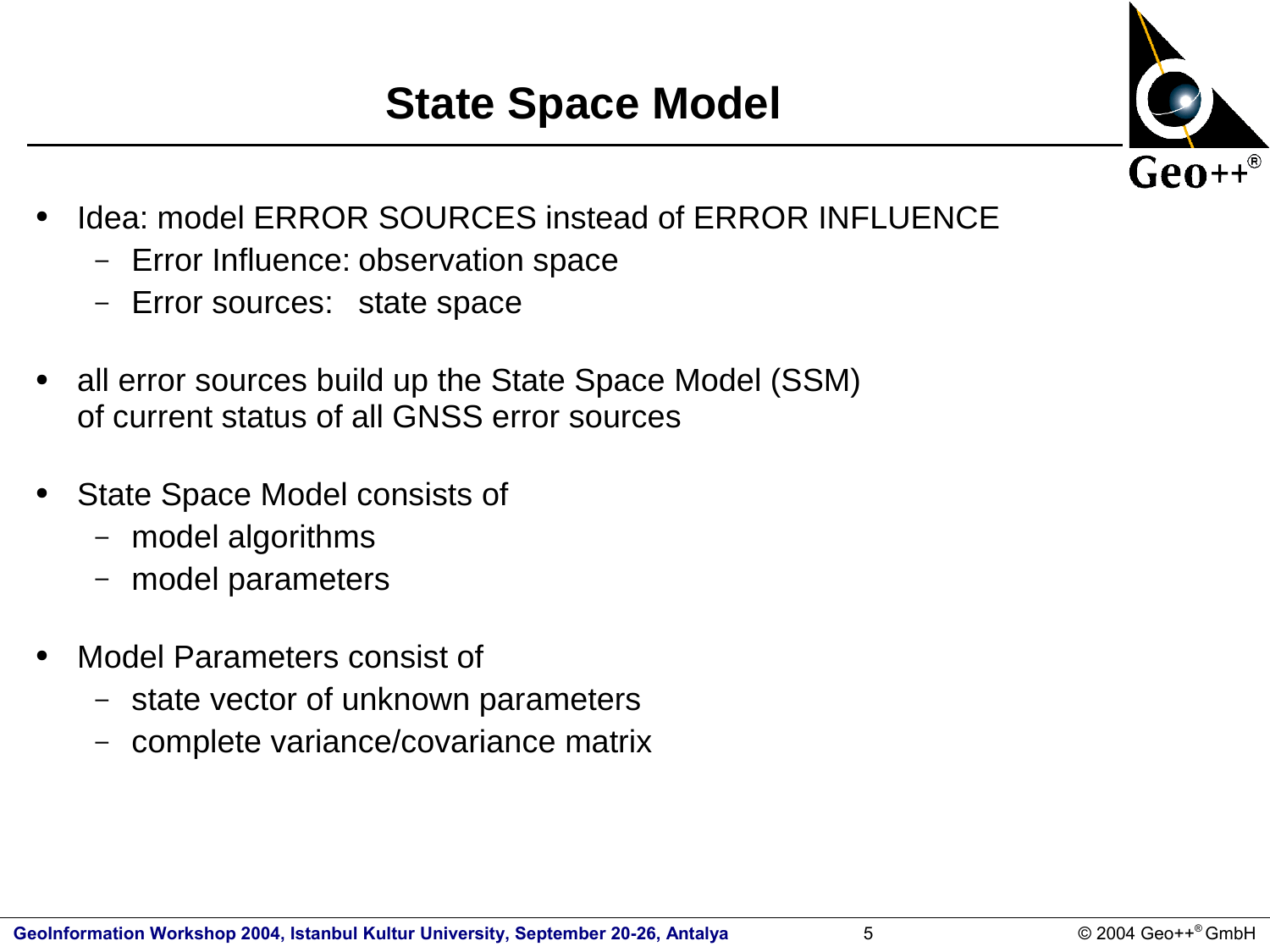# State Space Model

- Idea: model ERROR SOURCES instead of ERROR INFLUENCE
  - Error Influence: observation space
  - Error sources: state space

- all error sources build up the State Space Model (SSM) of current status of all GNSS error sources

- State Space Model consists of
  - model algorithms
  - model parameters

- Model Parameters consist of
  - state vector of unknown parameters
  - complete variance/covariance matrix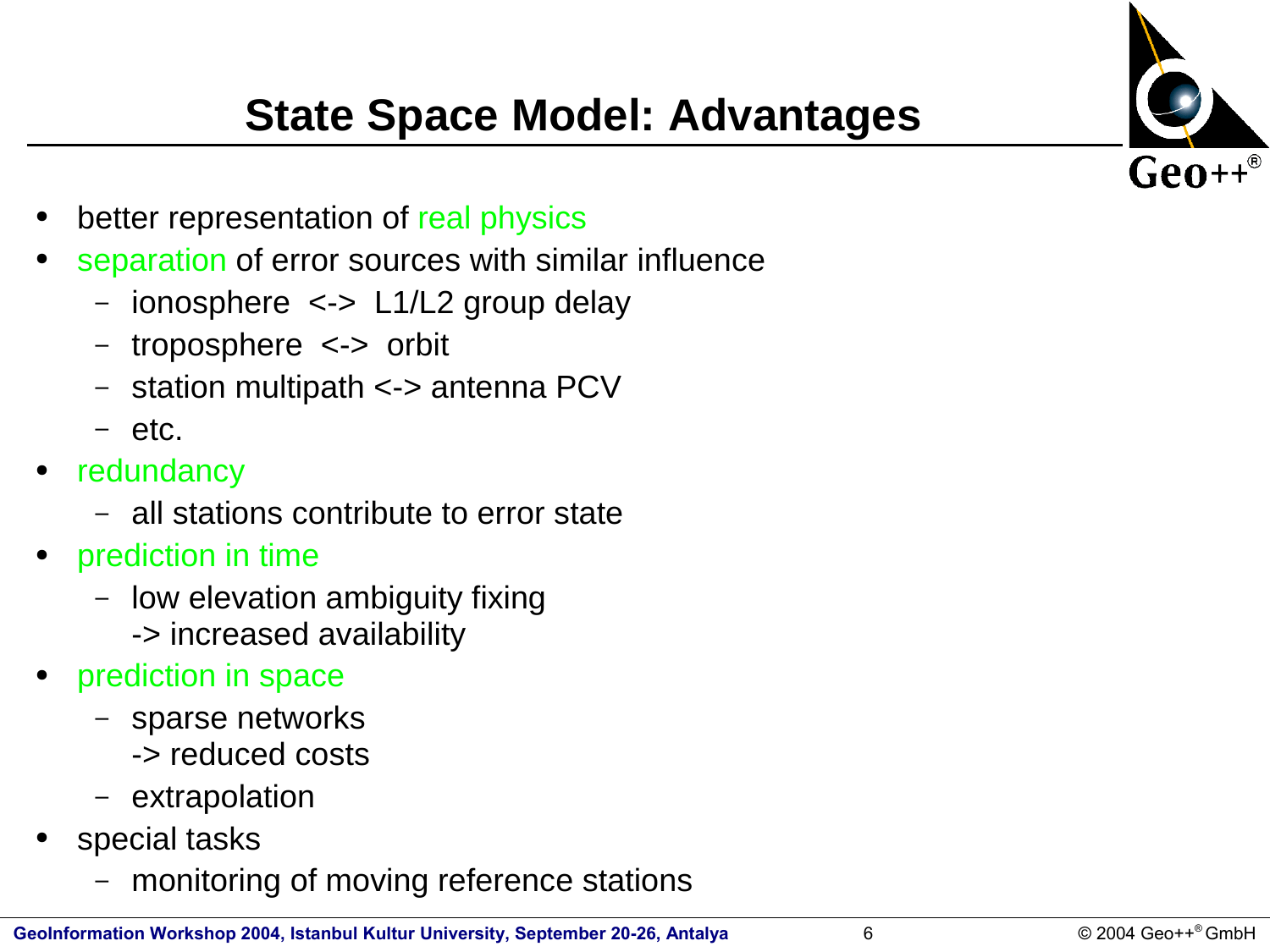# State Space Model: Advantages

- better representation of real physics
- separation of error sources with similar influence
  - ionosphere <-> L1/L2 group delay
  - troposphere <-> orbit
  - station multipath <-> antenna PCV
  - etc.
- redundancy
  - all stations contribute to error state
- prediction in time
  - low elevation ambiguity fixing
    -> increased availability
- prediction in space
  - sparse networks
    -> reduced costs
  - extrapolation
- special tasks
  - monitoring of moving reference stations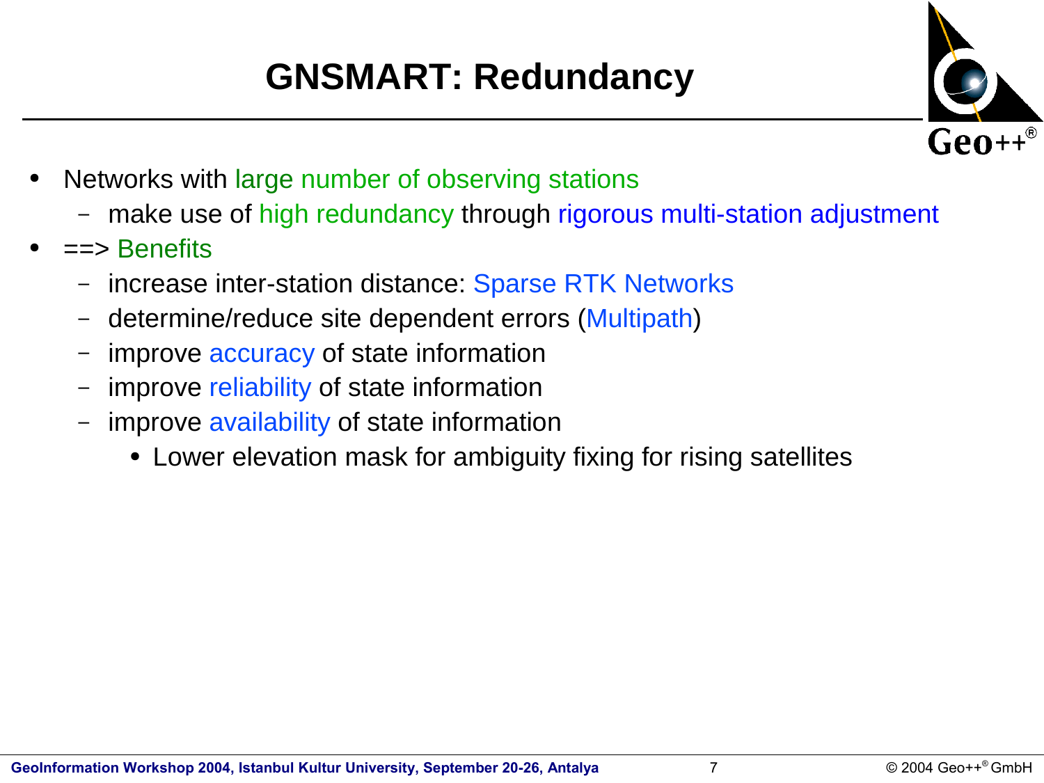# GNSMART: Redundancy

- Networks with large number of observing stations
  - make use of high redundancy through rigorous multi-station adjustment
- ==> Benefits
  - increase inter-station distance: Sparse RTK Networks
  - determine/reduce site dependent errors (Multipath)
  - improve accuracy of state information
  - improve reliability of state information
  - improve availability of state information
    - Lower elevation mask for ambiguity fixing for rising satellites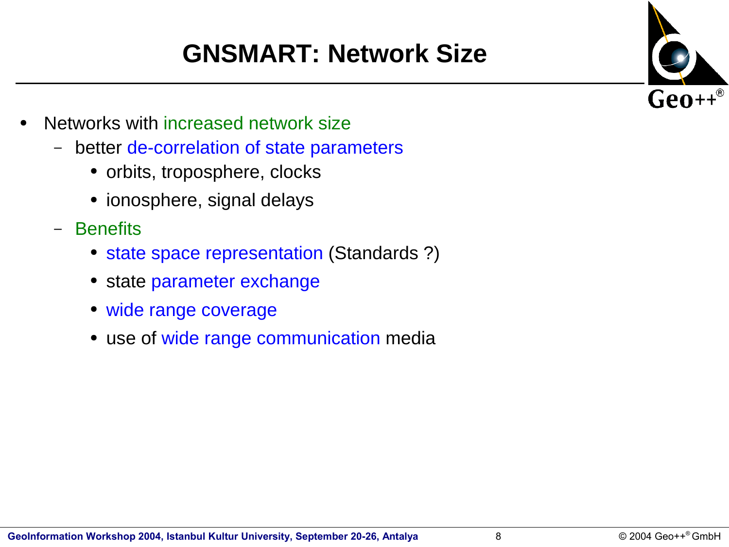# GNSMART: Network Size

- Networks with increased network size
  - better de-correlation of state parameters
    - orbits, troposphere, clocks
    - ionosphere, signal delays
  - Benefits
    - state space representation (Standards ?)
    - state parameter exchange
    - wide range coverage
    - use of wide range communication media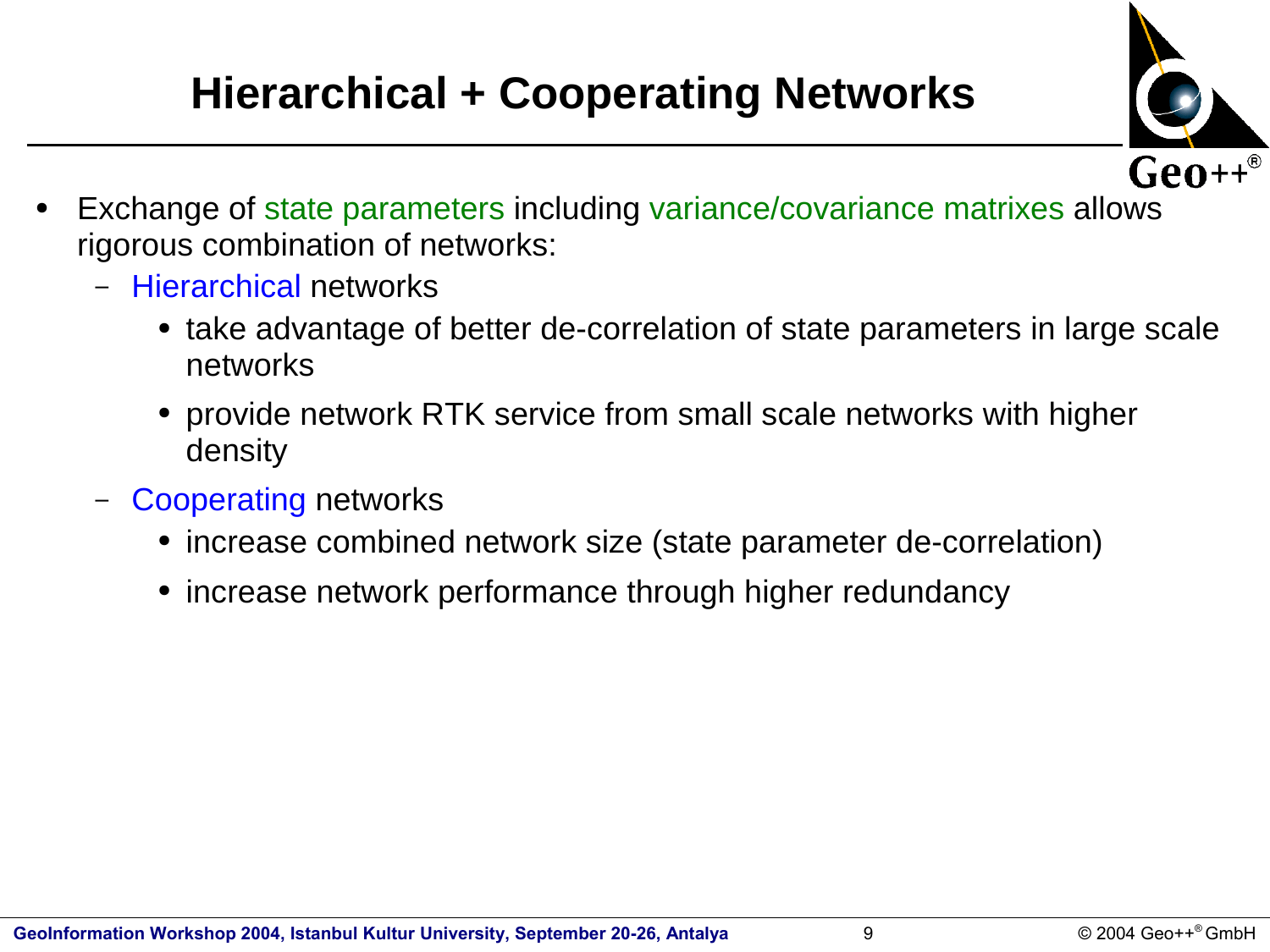# Hierarchical + Cooperating Networks

- Exchange of state parameters including variance/covariance matrixes allows rigorous combination of networks:
  - Hierarchical networks
    - take advantage of better de-correlation of state parameters in large scale networks
    - provide network RTK service from small scale networks with higher density
  - Cooperating networks
    - increase combined network size (state parameter de-correlation)
    - increase network performance through higher redundancy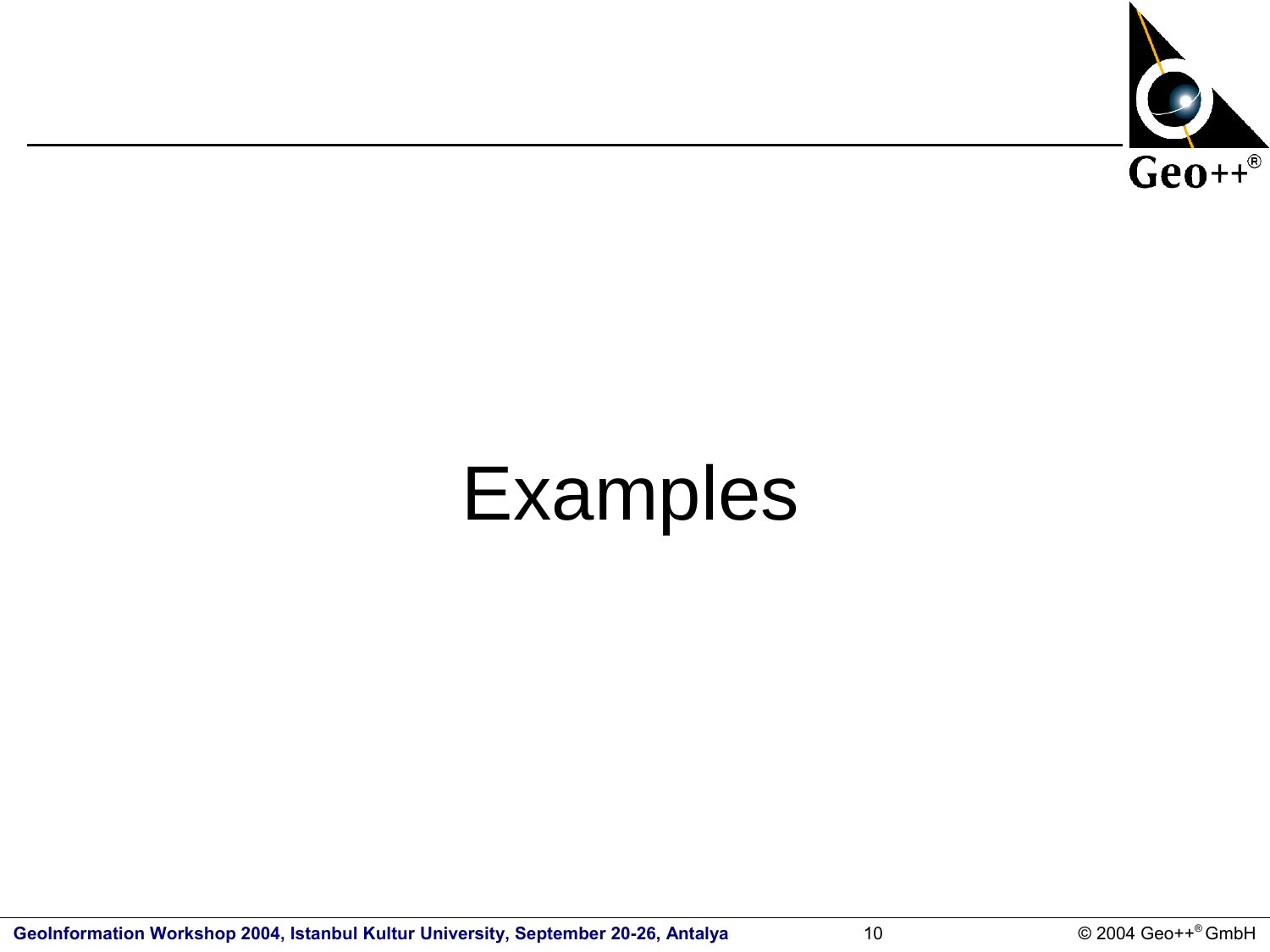# Examples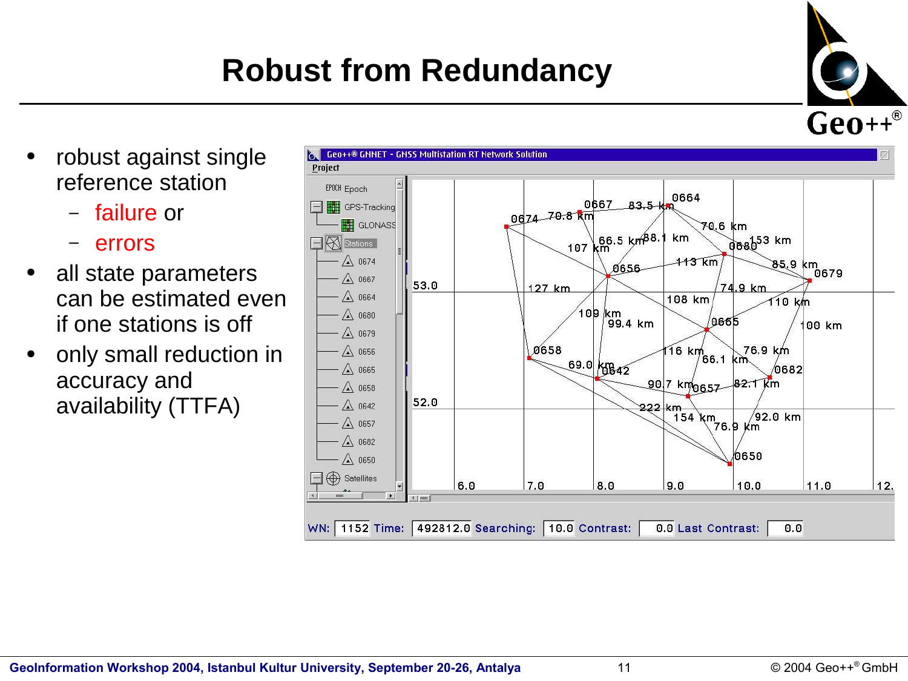# Robust from Redundancy

- robust against single reference station
  - failure or
  - errors
- all state parameters can be estimated even if one stations is off
- only small reduction in accuracy and availability (TTFA)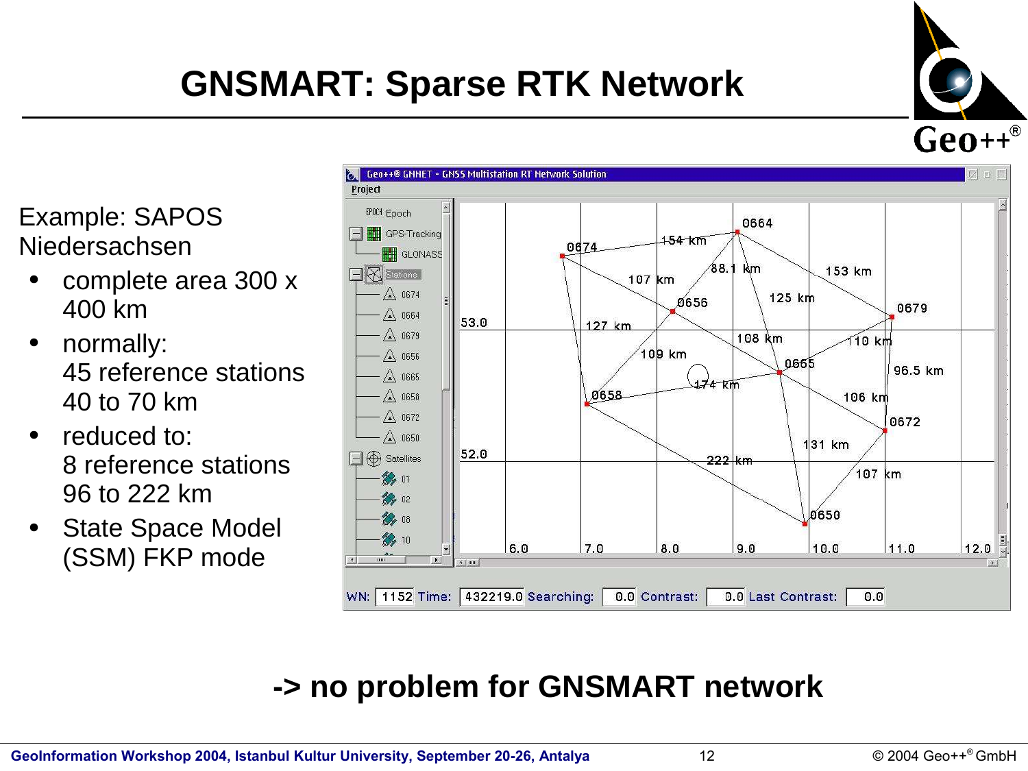# GNSMART: Sparse RTK Network

Example: SAPOS Niedersachsen

- complete area 300 x 400 km
- normally:
  45 reference stations
  40 to 70 km
- reduced to:
  8 reference stations
  96 to 222 km
- State Space Model (SSM) FKP mode

**-> no problem for GNSMART network**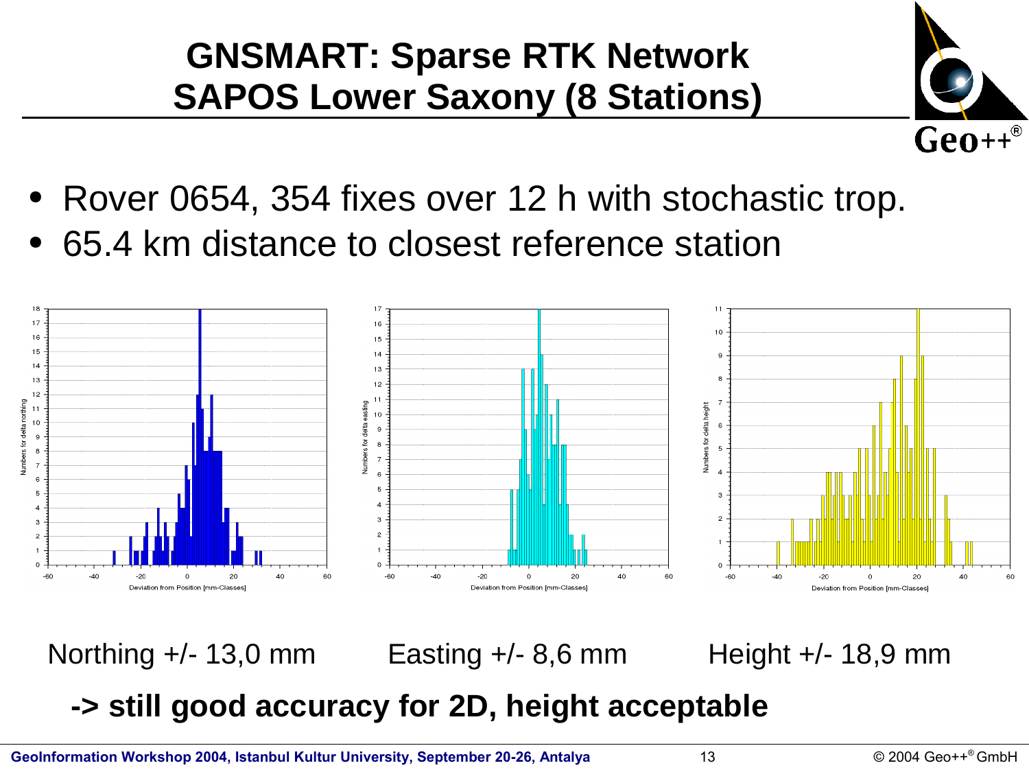# GNSMART: Sparse RTK Network SAPOS Lower Saxony (8 Stations)

- Rover 0654, 354 fixes over 12 h with stochastic trop.
- 65.4 km distance to closest reference station

Northing +/- 13,0 mm        Easting +/- 8,6 mm        Height +/- 18,9 mm

**-> still good accuracy for 2D, height acceptable**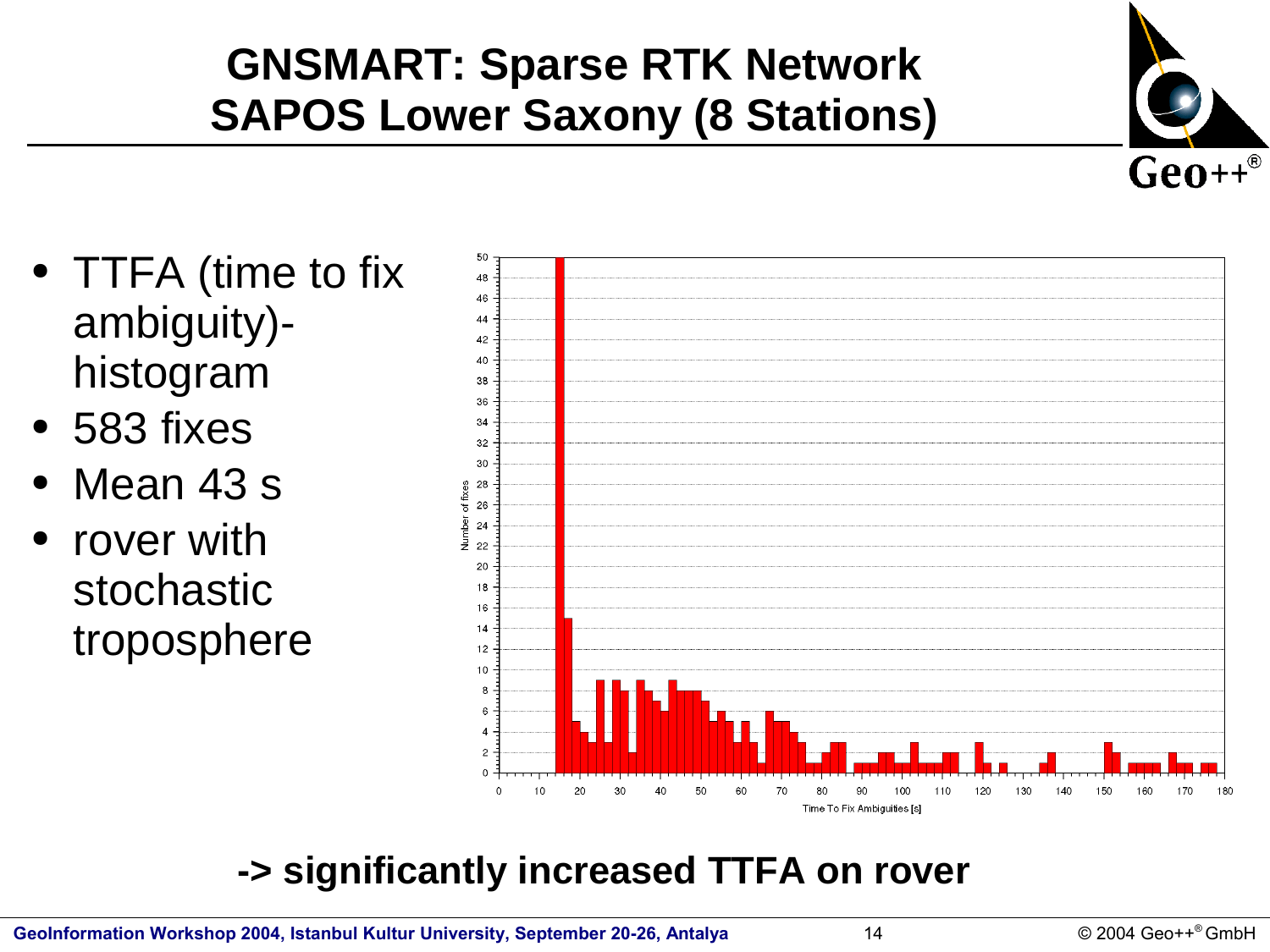# GNSMART: Sparse RTK Network SAPOS Lower Saxony (8 Stations)

- TTFA (time to fix ambiguity)-histogram
- 583 fixes
- Mean 43 s
- rover with stochastic troposphere

**-> significantly increased TTFA on rover**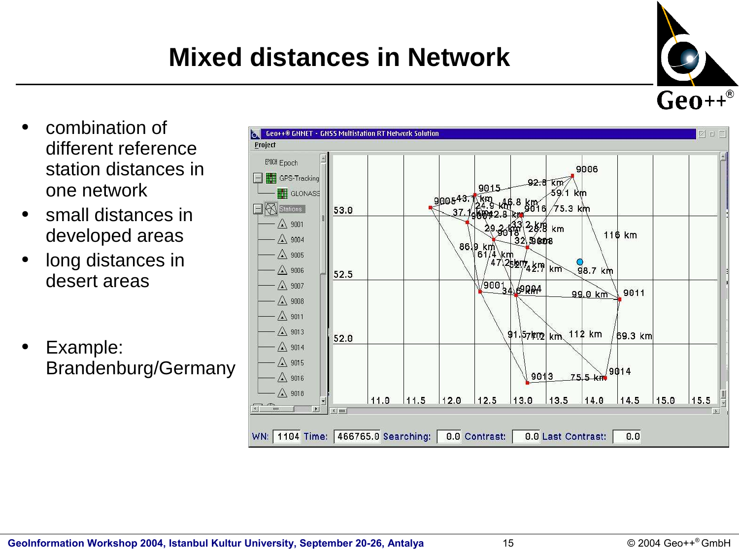# Mixed distances in Network

- combination of different reference station distances in one network
- small distances in developed areas
- long distances in desert areas

- Example: Brandenburg/Germany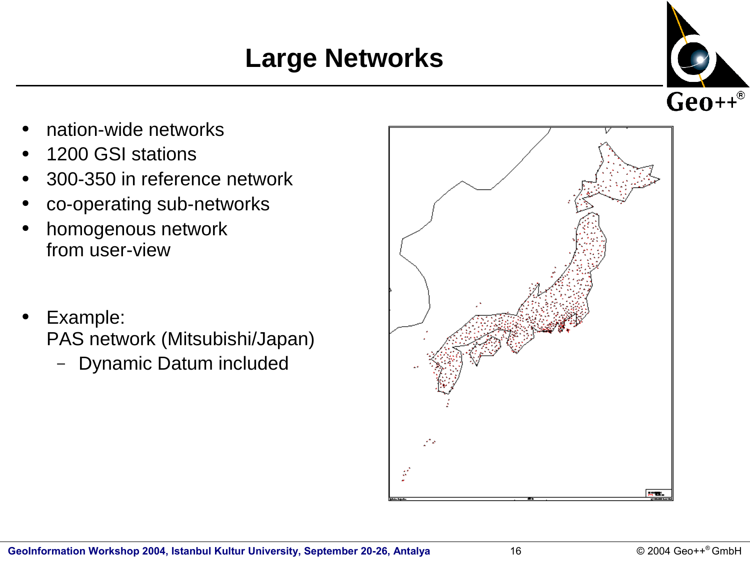# Large Networks

- nation-wide networks
- 1200 GSI stations
- 300-350 in reference network
- co-operating sub-networks
- homogenous network
  from user-view

- Example:
  PAS network (Mitsubishi/Japan)
  - Dynamic Datum included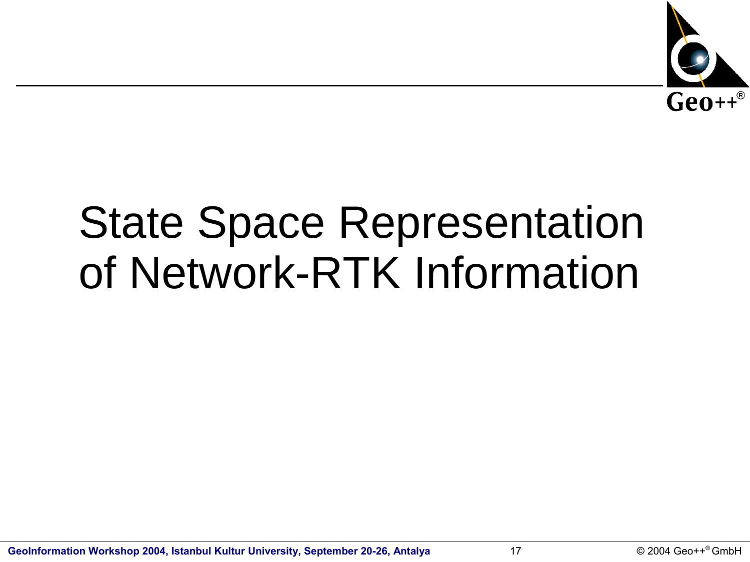# State Space Representation of Network-RTK Information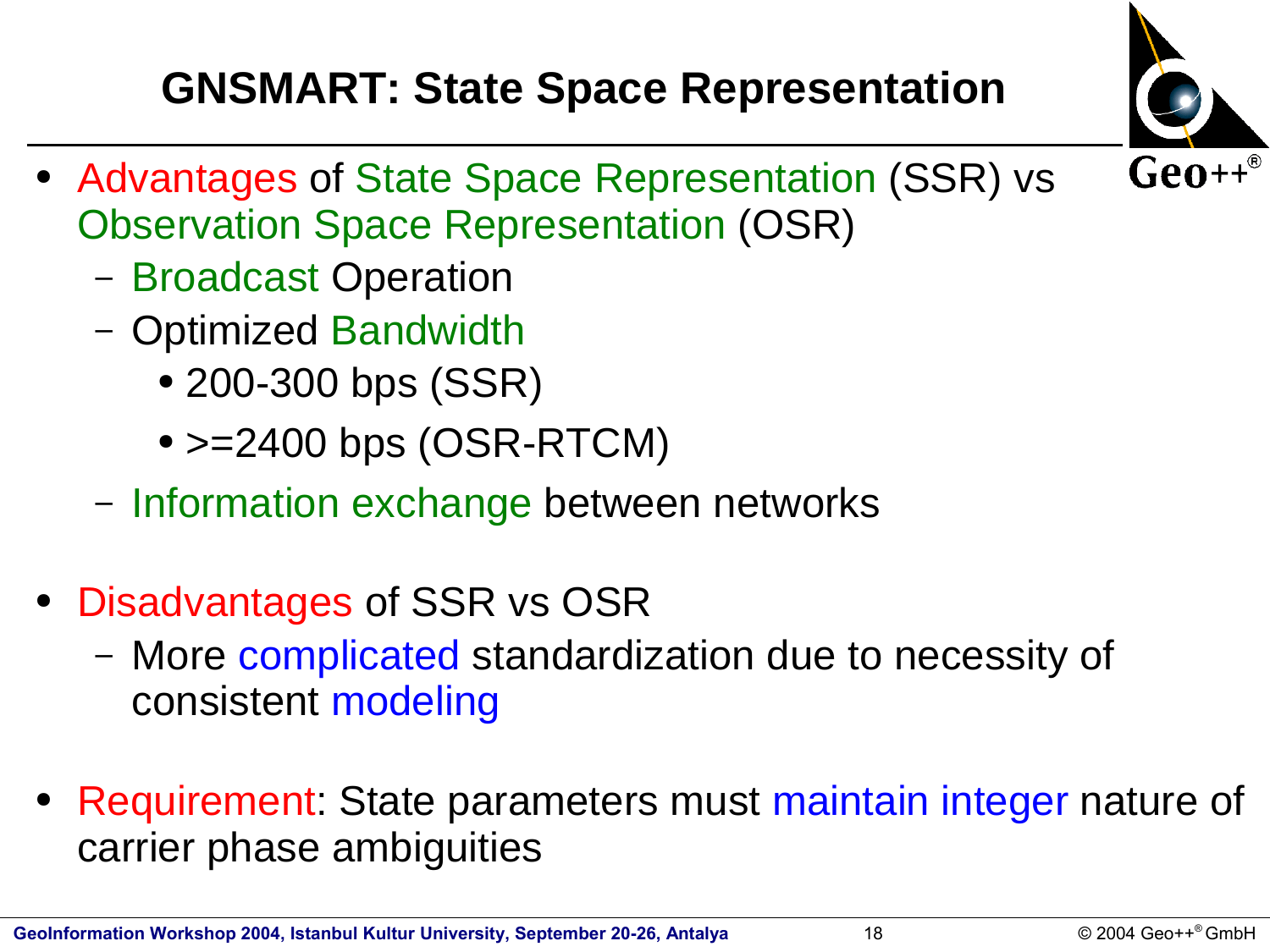# GNSMART: State Space Representation

- Advantages of State Space Representation (SSR) vs Observation Space Representation (OSR)
  - Broadcast Operation
  - Optimized Bandwidth
    - 200-300 bps (SSR)
    - >=2400 bps (OSR-RTCM)
  - Information exchange between networks

- Disadvantages of SSR vs OSR
  - More complicated standardization due to necessity of consistent modeling

- Requirement: State parameters must maintain integer nature of carrier phase ambiguities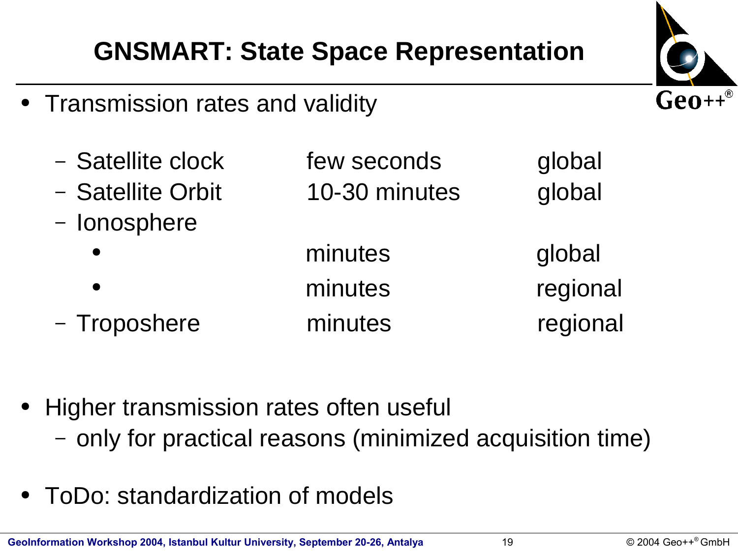# GNSMART: State Space Representation

- Transmission rates and validity

| | | |
|---|---|---|
| – Satellite clock | few seconds | global |
| – Satellite Orbit | 10-30 minutes | global |
| – Ionosphere | | |
| • | minutes | global |
| • | minutes | regional |
| – Troposhere | minutes | regional |

- Higher transmission rates often useful
  - only for practical reasons (minimized acquisition time)

- ToDo: standardization of models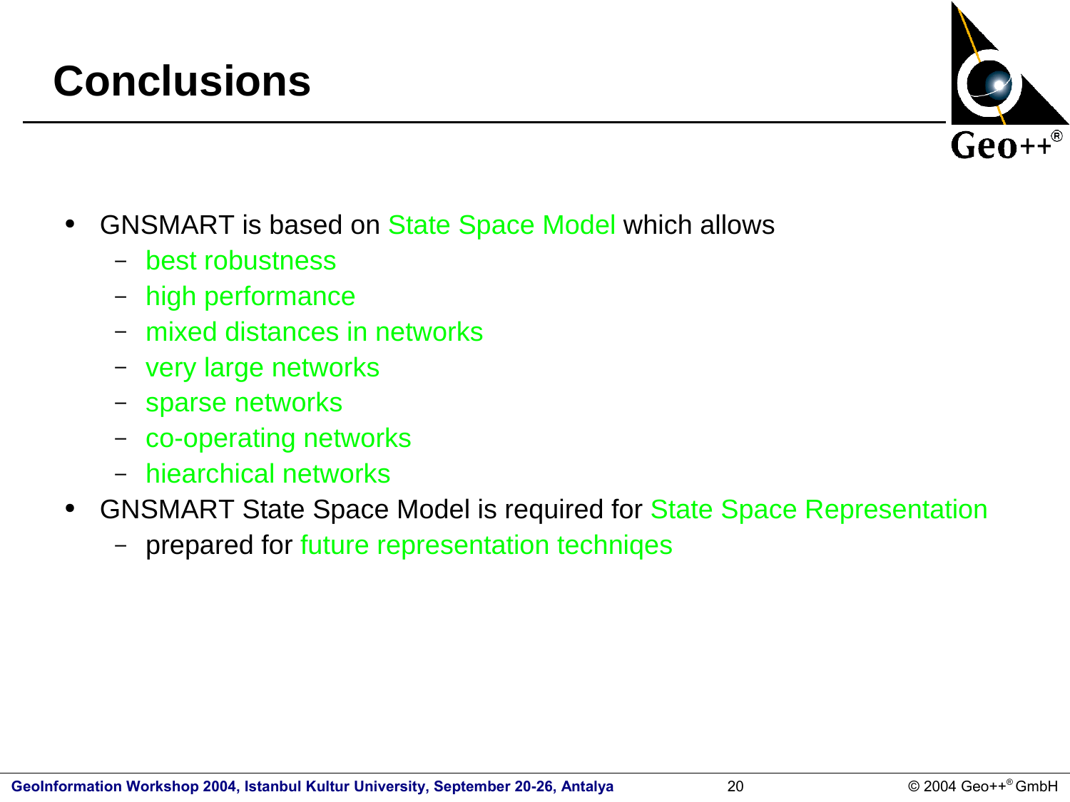# Conclusions

- GNSMART is based on State Space Model which allows
  - best robustness
  - high performance
  - mixed distances in networks
  - very large networks
  - sparse networks
  - co-operating networks
  - hiearchical networks
- GNSMART State Space Model is required for State Space Representation
  - prepared for future representation techniqes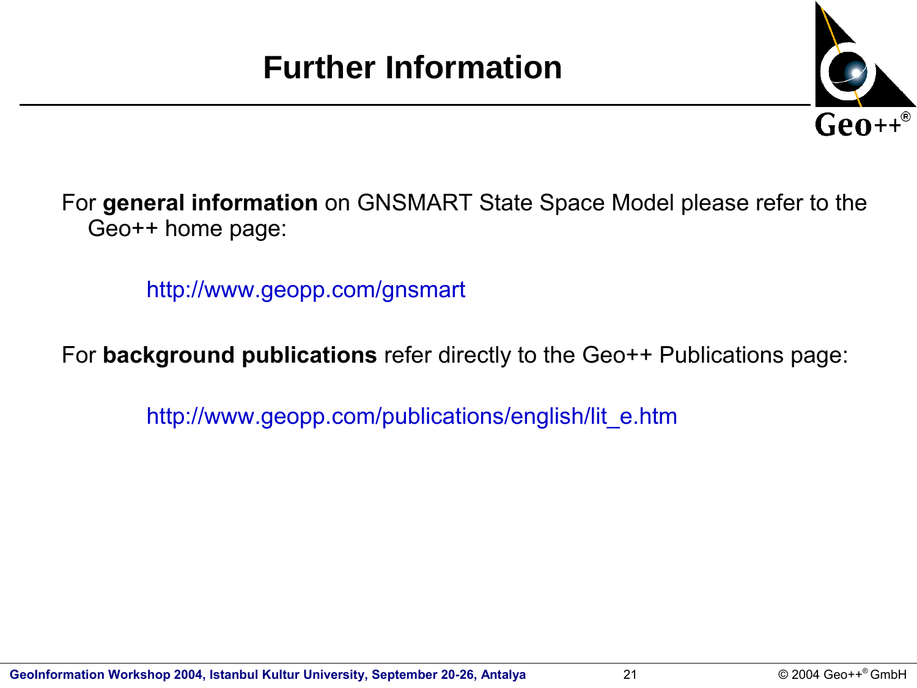# Further Information

For **general information** on GNSMART State Space Model please refer to the Geo++ home page:

http://www.geopp.com/gnsmart

For **background publications** refer directly to the Geo++ Publications page:

http://www.geopp.com/publications/english/lit_e.htm